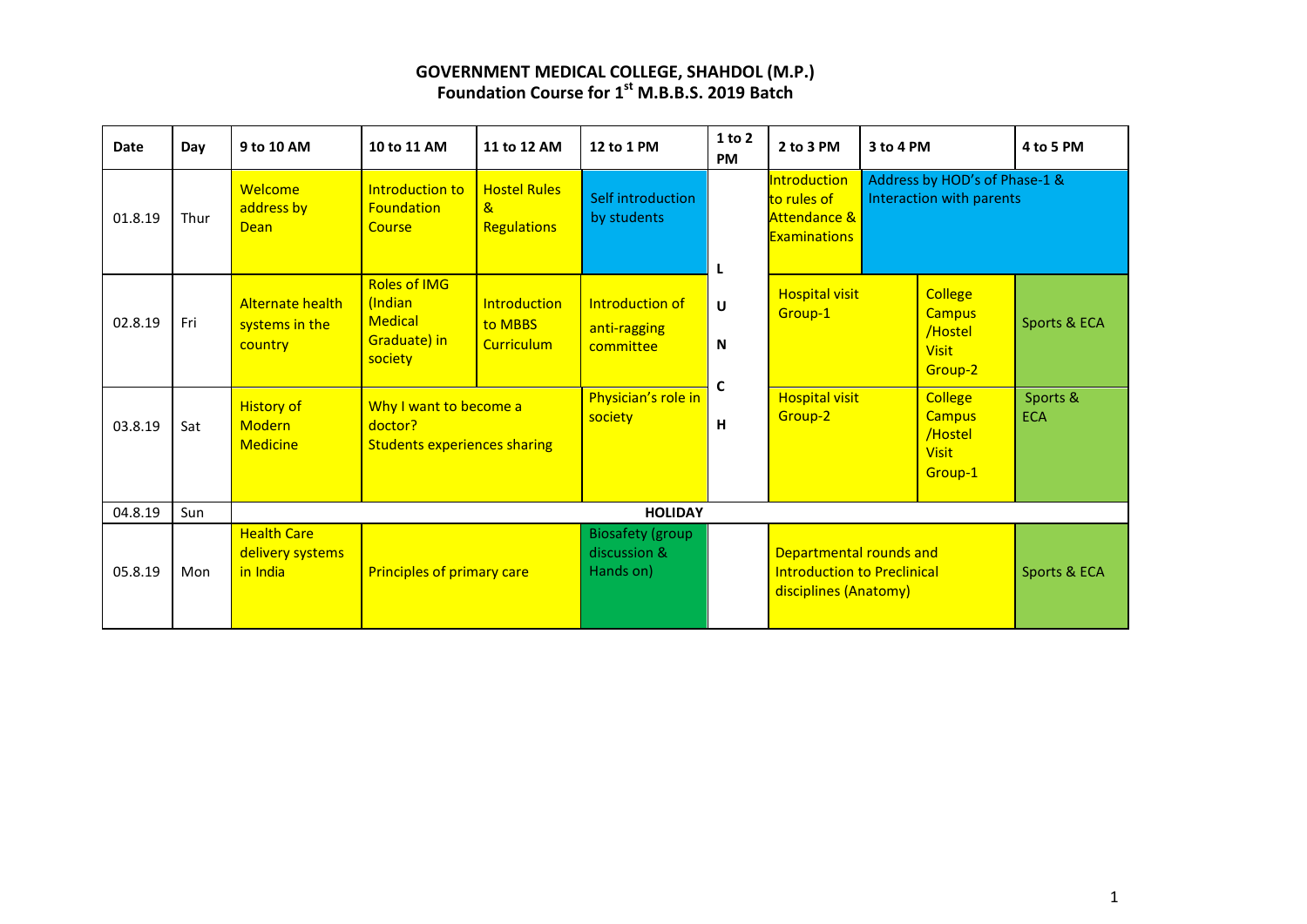# GOVERNMENT MEDICAL COLLEGE, SHAHDOL (M.P.)
## Foundation Course for 1st M.B.B.S. 2019 Batch

| Date | Day | 9 to 10 AM | 10 to 11 AM | 11 to 12 AM | 12 to 1 PM | 1 to 2 PM | 2 to 3 PM | 3 to 4 PM | | 4 to 5 PM |
|---|---|---|---|---|---|---|---|---|---|---|
| 01.8.19 | Thur | Welcome address by Dean | Introduction to Foundation Course | Hostel Rules & Regulations | Self introduction by students | L | Introduction to rules of Attendance & Examinations | Address by HOD's of Phase-1 & Interaction with parents | | |
| 02.8.19 | Fri | Alternate health systems in the country | Roles of IMG (Indian Medical Graduate) in society | Introduction to MBBS Curriculum | Introduction of anti-ragging committee | U N | Hospital visit Group-1 | | College Campus /Hostel Visit Group-2 | Sports & ECA |
| 03.8.19 | Sat | History of Modern Medicine | Why I want to become a doctor? Students experiences sharing | | Physician's role in society | C H | Hospital visit Group-2 | | College Campus /Hostel Visit Group-1 | Sports & ECA |
| 04.8.19 | Sun | HOLIDAY | | | | | | | | |
| 05.8.19 | Mon | Health Care delivery systems in India | Principles of primary care | | Biosafety (group discussion & Hands on) | | Departmental rounds and Introduction to Preclinical disciplines (Anatomy) | | | Sports & ECA |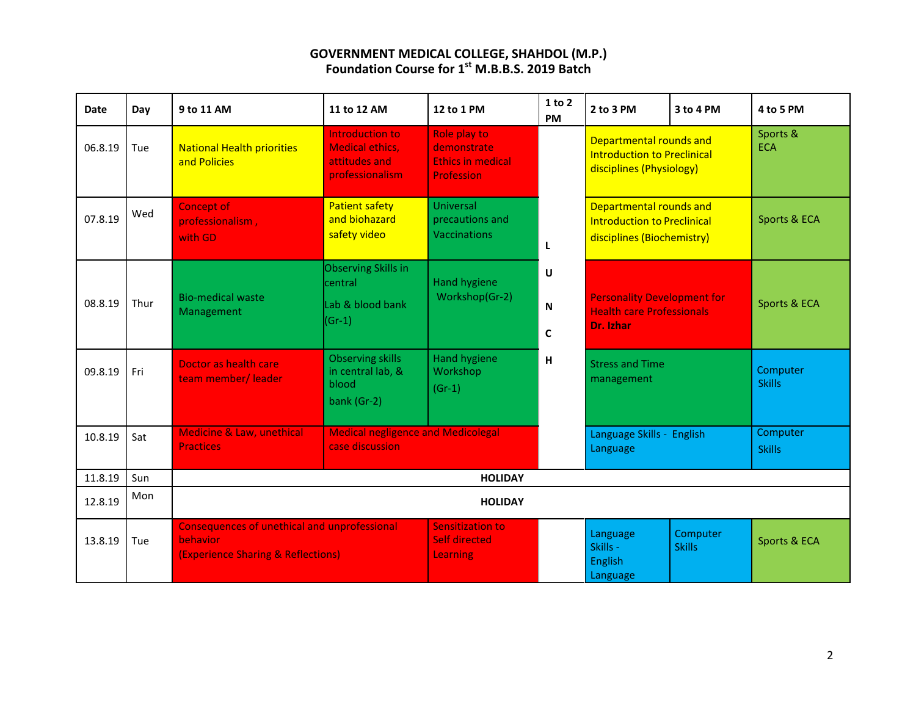**GOVERNMENT MEDICAL COLLEGE, SHAHDOL (M.P.)**
**Foundation Course for 1st M.B.B.S. 2019 Batch**

| Date | Day | 9 to 11 AM | 11 to 12 AM | 12 to 1 PM | 1 to 2 PM | 2 to 3 PM | 3 to 4 PM | 4 to 5 PM |
|---|---|---|---|---|---|---|---|---|
| 06.8.19 | Tue | National Health priorities and Policies | Introduction to Medical ethics, attitudes and professionalism | Role play to demonstrate Ethics in medical Profession | LUNCH | Departmental rounds and Introduction to Preclinical disciplines (Physiology) | | Sports & ECA |
| 07.8.19 | Wed | Concept of professionalism , with GD | Patient safety and biohazard safety video | Universal precautions and Vaccinations | | Departmental rounds and Introduction to Preclinical disciplines (Biochemistry) | | Sports & ECA |
| 08.8.19 | Thur | Bio-medical waste Management | Observing Skills in central Lab & blood bank (Gr-1) | Hand hygiene Workshop(Gr-2) | | Personality Development for Health care Professionals **Dr. Izhar** | | Sports & ECA |
| 09.8.19 | Fri | Doctor as health care team member/ leader | Observing skills in central lab, & blood bank (Gr-2) | Hand hygiene Workshop (Gr-1) | | Stress and Time management | | Computer Skills |
| 10.8.19 | Sat | Medicine & Law, unethical Practices | Medical negligence and Medicolegal case discussion | | | Language Skills - English Language | | Computer Skills |
| 11.8.19 | Sun | **HOLIDAY** | | | | | | |
| 12.8.19 | Mon | **HOLIDAY** | | | | | | |
| 13.8.19 | Tue | Consequences of unethical and unprofessional behavior (Experience Sharing & Reflections) | | Sensitization to Self directed Learning | | Language Skills - English Language | Computer Skills | Sports & ECA |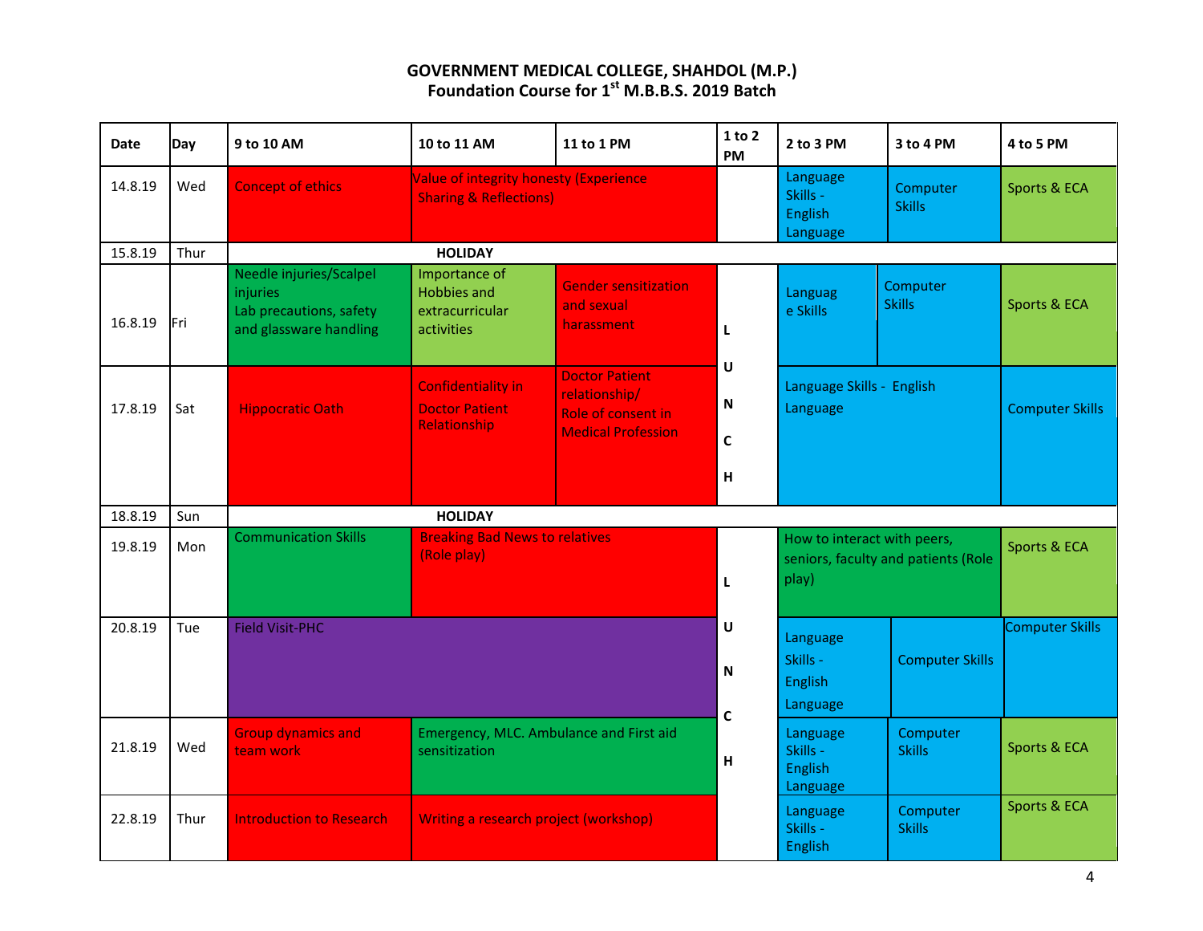# GOVERNMENT MEDICAL COLLEGE, SHAHDOL (M.P.)

## Foundation Course for 1st M.B.B.S. 2019 Batch

| Date | Day | 9 to 10 AM | 10 to 11 AM | 11 to 1 PM | 1 to 2 PM | 2 to 3 PM | 3 to 4 PM | 4 to 5 PM |
|---|---|---|---|---|---|---|---|---|
| 14.8.19 | Wed | Concept of ethics | Value of integrity honesty (Experience Sharing & Reflections) | | | Language Skills - English Language | Computer Skills | Sports & ECA |
| 15.8.19 | Thur | HOLIDAY | | | | | | |
| 16.8.19 | Fri | Needle injuries/Scalpel injuries Lab precautions, safety and glassware handling | Importance of Hobbies and extracurricular activities | Gender sensitization and sexual harassment | LUNCH | Language Skills | Computer Skills | Sports & ECA |
| 17.8.19 | Sat | Hippocratic Oath | Confidentiality in Doctor Patient Relationship | Doctor Patient relationship/ Role of consent in Medical Profession | LUNCH | Language Skills - English Language | | Computer Skills |
| 18.8.19 | Sun | HOLIDAY | | | | | | |
| 19.8.19 | Mon | Communication Skills | Breaking Bad News to relatives (Role play) | | LUNCH | How to interact with peers, seniors, faculty and patients (Role play) | | Sports & ECA |
| 20.8.19 | Tue | Field Visit-PHC | | | LUNCH | Language Skills - English Language | Computer Skills | Computer Skills |
| 21.8.19 | Wed | Group dynamics and team work | Emergency, MLC. Ambulance and First aid sensitization | | LUNCH | Language Skills - English Language | Computer Skills | Sports & ECA |
| 22.8.19 | Thur | Introduction to Research | Writing a research project (workshop) | | LUNCH | Language Skills - English | Computer Skills | Sports & ECA |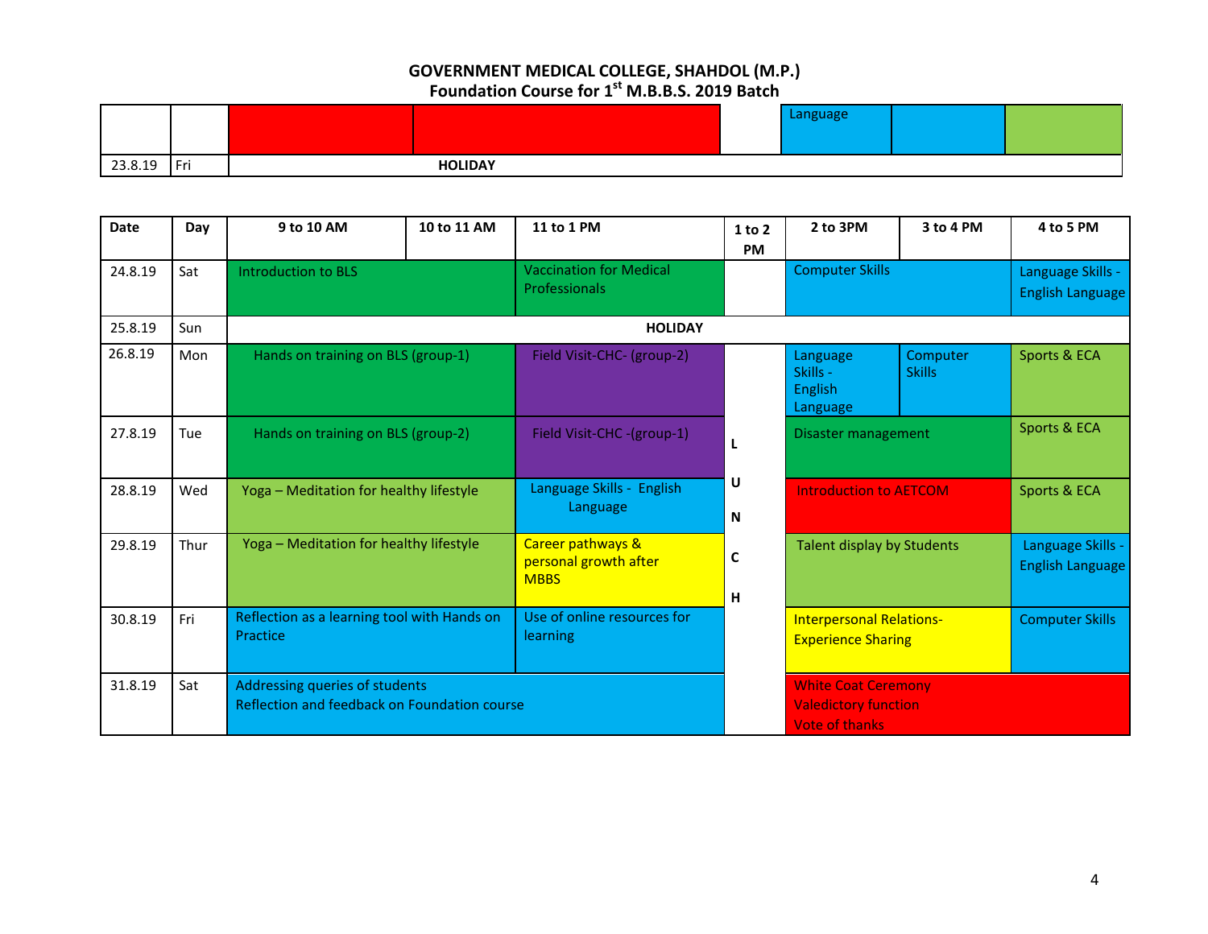# GOVERNMENT MEDICAL COLLEGE, SHAHDOL (M.P.)

## Foundation Course for 1st M.B.B.S. 2019 Batch

| | | | | | Language | | |
|---|---|---|---|---|---|---|---|
| 23.8.19 | Fri | HOLIDAY | | | | | |

| Date | Day | 9 to 10 AM | 10 to 11 AM | 11 to 1 PM | 1 to 2 PM | 2 to 3PM | 3 to 4 PM | 4 to 5 PM |
|---|---|---|---|---|---|---|---|---|
| 24.8.19 | Sat | Introduction to BLS | | Vaccination for Medical Professionals | | Computer Skills | | Language Skills - English Language |
| 25.8.19 | Sun | HOLIDAY | | | | | | |
| 26.8.19 | Mon | Hands on training on BLS (group-1) | | Field Visit-CHC- (group-2) | LUNCH | Language Skills - English Language | Computer Skills | Sports & ECA |
| 27.8.19 | Tue | Hands on training on BLS (group-2) | | Field Visit-CHC -(group-1) | | Disaster management | | Sports & ECA |
| 28.8.19 | Wed | Yoga – Meditation for healthy lifestyle | | Language Skills - English Language | | Introduction to AETCOM | | Sports & ECA |
| 29.8.19 | Thur | Yoga – Meditation for healthy lifestyle | | Career pathways & personal growth after MBBS | | Talent display by Students | | Language Skills - English Language |
| 30.8.19 | Fri | Reflection as a learning tool with Hands on Practice | | Use of online resources for learning | | Interpersonal Relations- Experience Sharing | | Computer Skills |
| 31.8.19 | Sat | Addressing queries of students<br>Reflection and feedback on Foundation course | | | | White Coat Ceremony<br>Valedictory function<br>Vote of thanks | | |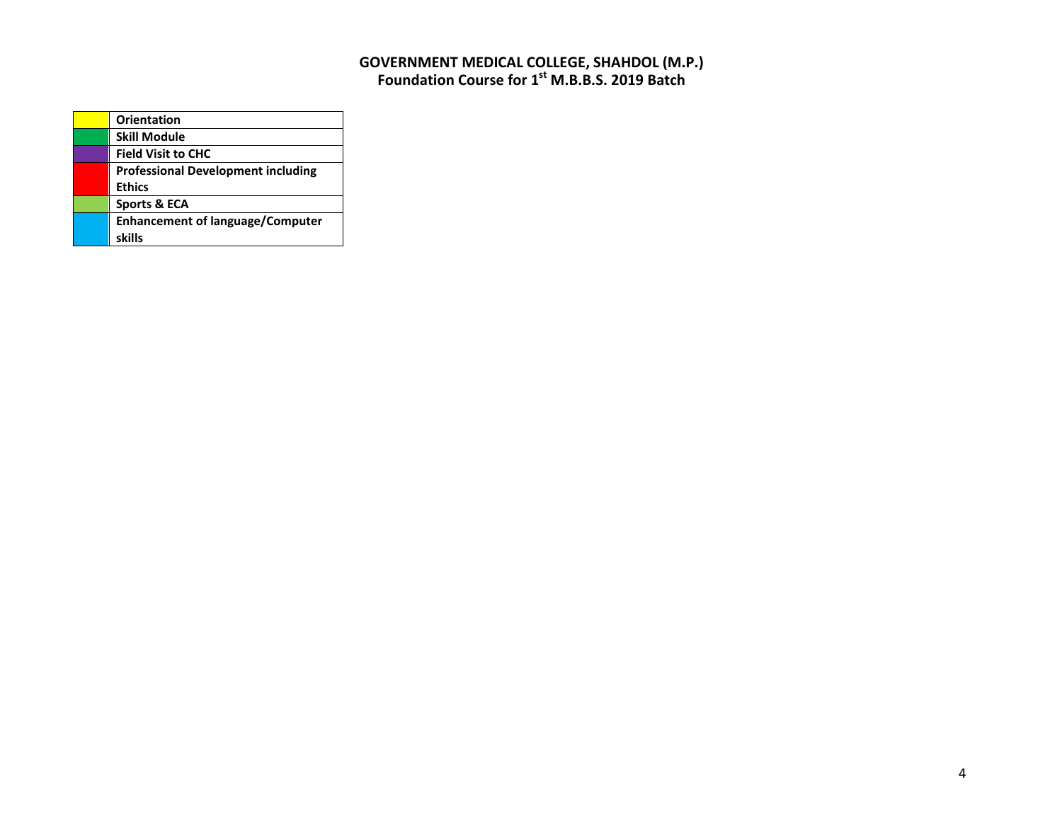## GOVERNMENT MEDICAL COLLEGE, SHAHDOL (M.P.)
## Foundation Course for 1st M.B.B.S. 2019 Batch

| | |
|---|---|
| | **Orientation** |
| | **Skill Module** |
| | **Field Visit to CHC** |
| | **Professional Development including Ethics** |
| | **Sports & ECA** |
| | **Enhancement of language/Computer skills** |